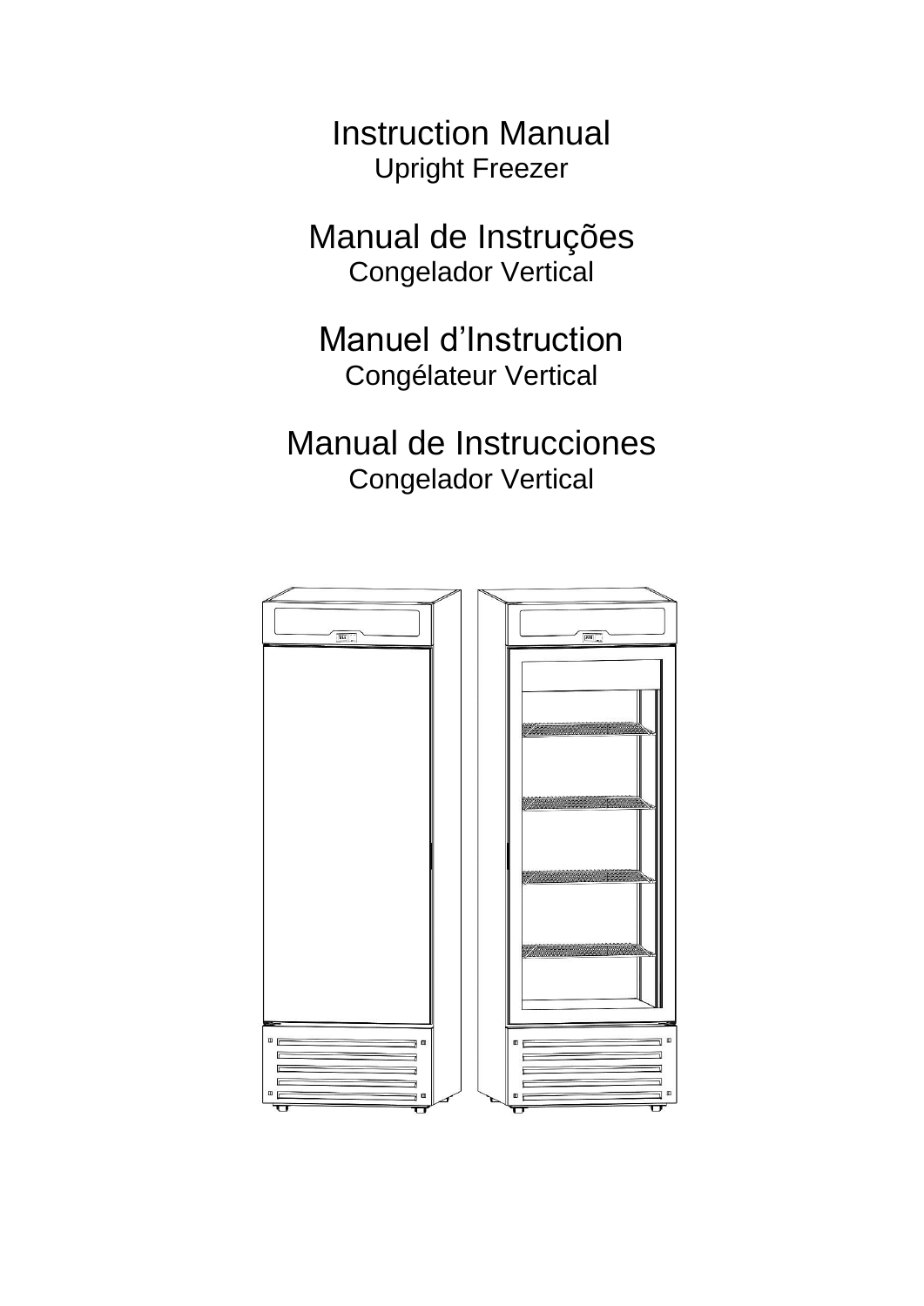# Instruction Manual
Upright Freezer

# Manual de Instruções
Congelador Vertical

# Manuel d’Instruction
Congélateur Vertical

# Manual de Instrucciones
Congelador Vertical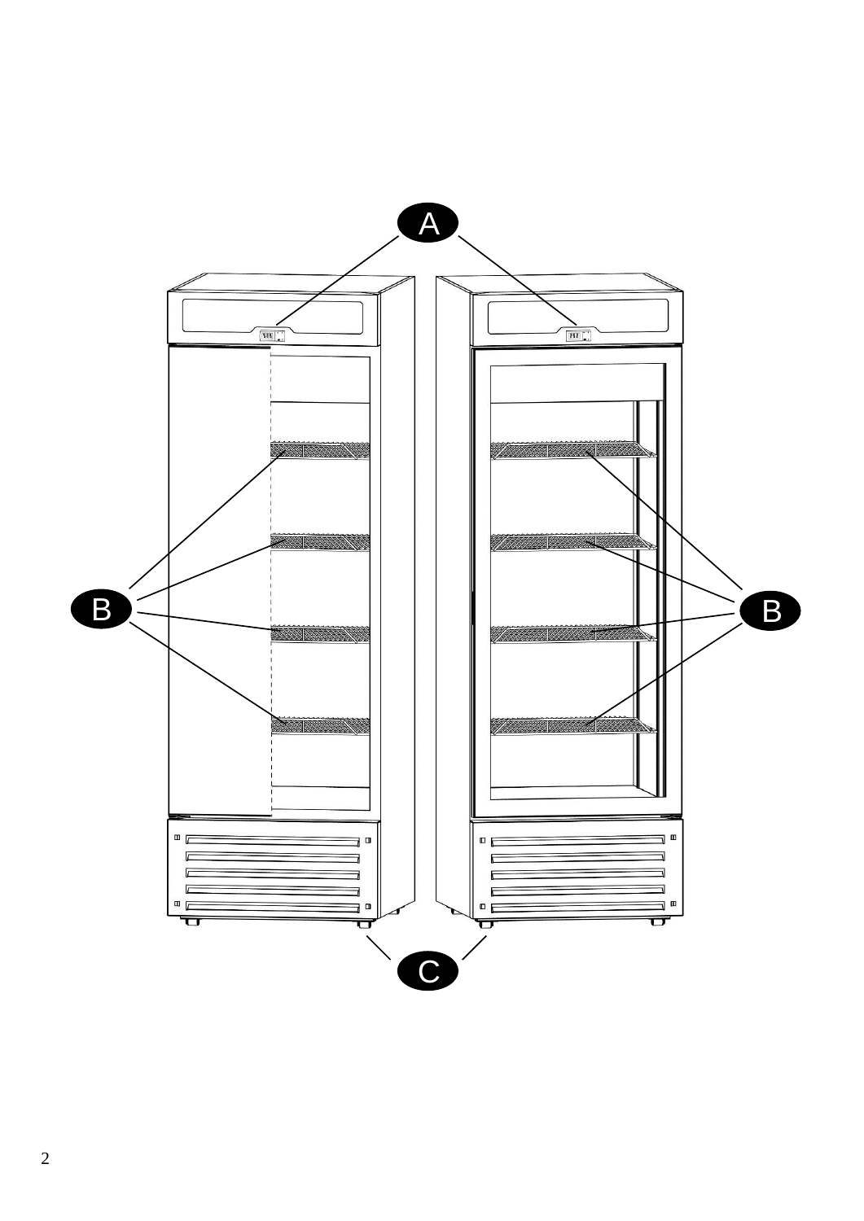A

B

B

C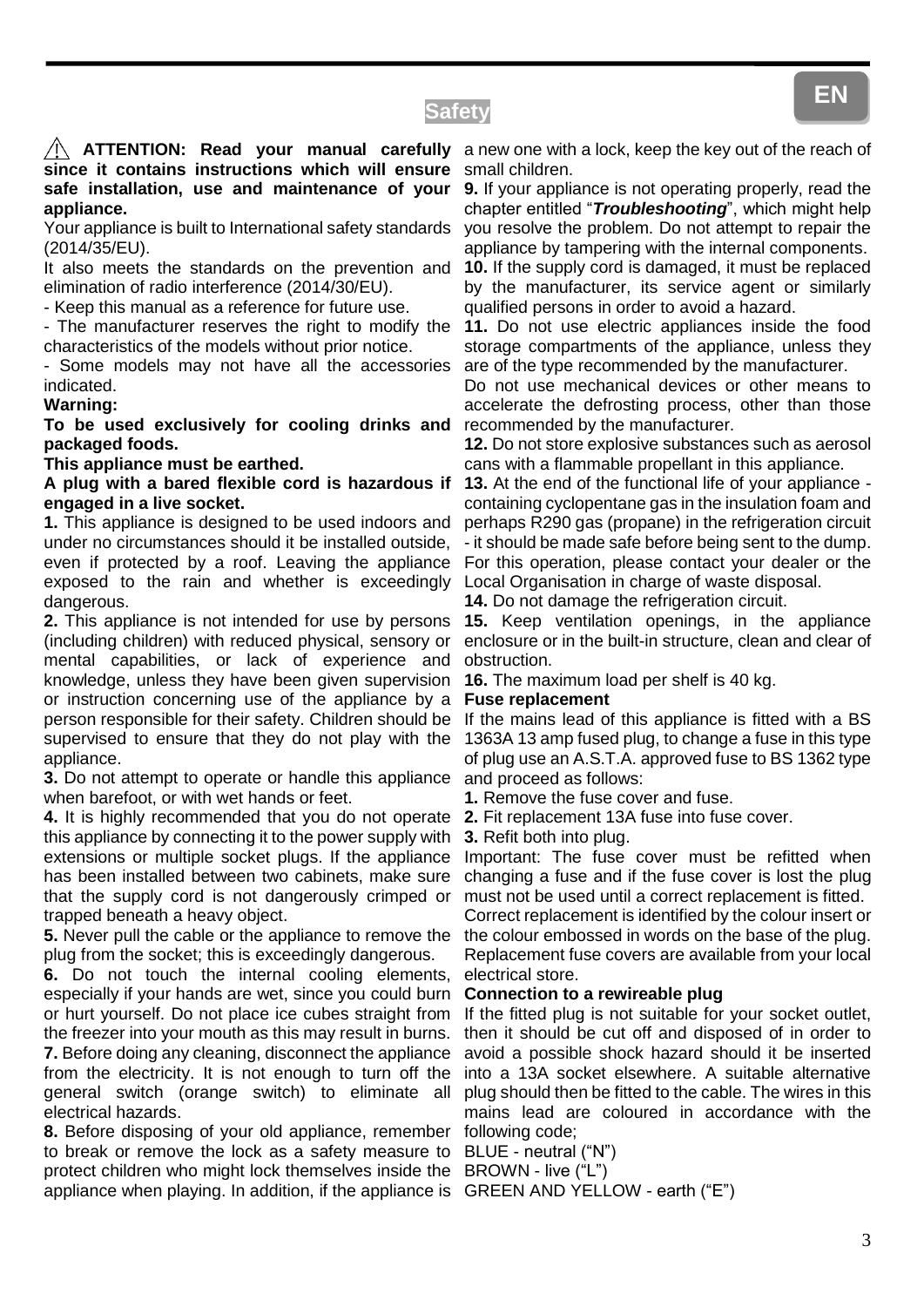# Safety

⚠ **ATTENTION: Read your manual carefully since it contains instructions which will ensure safe installation, use and maintenance of your appliance.**

Your appliance is built to International safety standards (2014/35/EU).

It also meets the standards on the prevention and elimination of radio interference (2014/30/EU).

- Keep this manual as a reference for future use.
- The manufacturer reserves the right to modify the characteristics of the models without prior notice.
- Some models may not have all the accessories indicated.

**Warning:**

**To be used exclusively for cooling drinks and packaged foods.**

**This appliance must be earthed.**

**A plug with a bared flexible cord is hazardous if engaged in a live socket.**

**1.** This appliance is designed to be used indoors and under no circumstances should it be installed outside, even if protected by a roof. Leaving the appliance exposed to the rain and whether is exceedingly dangerous.

**2.** This appliance is not intended for use by persons (including children) with reduced physical, sensory or mental capabilities, or lack of experience and knowledge, unless they have been given supervision or instruction concerning use of the appliance by a person responsible for their safety. Children should be supervised to ensure that they do not play with the appliance.

**3.** Do not attempt to operate or handle this appliance when barefoot, or with wet hands or feet.

**4.** It is highly recommended that you do not operate this appliance by connecting it to the power supply with extensions or multiple socket plugs. If the appliance has been installed between two cabinets, make sure that the supply cord is not dangerously crimped or trapped beneath a heavy object.

**5.** Never pull the cable or the appliance to remove the plug from the socket; this is exceedingly dangerous.

**6.** Do not touch the internal cooling elements, especially if your hands are wet, since you could burn or hurt yourself. Do not place ice cubes straight from the freezer into your mouth as this may result in burns.

**7.** Before doing any cleaning, disconnect the appliance from the electricity. It is not enough to turn off the general switch (orange switch) to eliminate all electrical hazards.

**8.** Before disposing of your old appliance, remember to break or remove the lock as a safety measure to protect children who might lock themselves inside the appliance when playing. In addition, if the appliance is a new one with a lock, keep the key out of the reach of small children.

**9.** If your appliance is not operating properly, read the chapter entitled "***Troubleshooting***", which might help you resolve the problem. Do not attempt to repair the appliance by tampering with the internal components.

**10.** If the supply cord is damaged, it must be replaced by the manufacturer, its service agent or similarly qualified persons in order to avoid a hazard.

**11.** Do not use electric appliances inside the food storage compartments of the appliance, unless they are of the type recommended by the manufacturer.

Do not use mechanical devices or other means to accelerate the defrosting process, other than those recommended by the manufacturer.

**12.** Do not store explosive substances such as aerosol cans with a flammable propellant in this appliance.

**13.** At the end of the functional life of your appliance - containing cyclopentane gas in the insulation foam and perhaps R290 gas (propane) in the refrigeration circuit - it should be made safe before being sent to the dump. For this operation, please contact your dealer or the Local Organisation in charge of waste disposal.

**14.** Do not damage the refrigeration circuit.

**15.** Keep ventilation openings, in the appliance enclosure or in the built-in structure, clean and clear of obstruction.

**16.** The maximum load per shelf is 40 kg.

**Fuse replacement**

If the mains lead of this appliance is fitted with a BS 1363A 13 amp fused plug, to change a fuse in this type of plug use an A.S.T.A. approved fuse to BS 1362 type and proceed as follows:

**1.** Remove the fuse cover and fuse.

**2.** Fit replacement 13A fuse into fuse cover.

**3.** Refit both into plug.

Important: The fuse cover must be refitted when changing a fuse and if the fuse cover is lost the plug must not be used until a correct replacement is fitted.

Correct replacement is identified by the colour insert or the colour embossed in words on the base of the plug. Replacement fuse covers are available from your local electrical store.

**Connection to a rewireable plug**

If the fitted plug is not suitable for your socket outlet, then it should be cut off and disposed of in order to avoid a possible shock hazard should it be inserted into a 13A socket elsewhere. A suitable alternative plug should then be fitted to the cable. The wires in this mains lead are coloured in accordance with the following code;

BLUE - neutral ("N")

BROWN - live ("L")

GREEN AND YELLOW - earth ("E")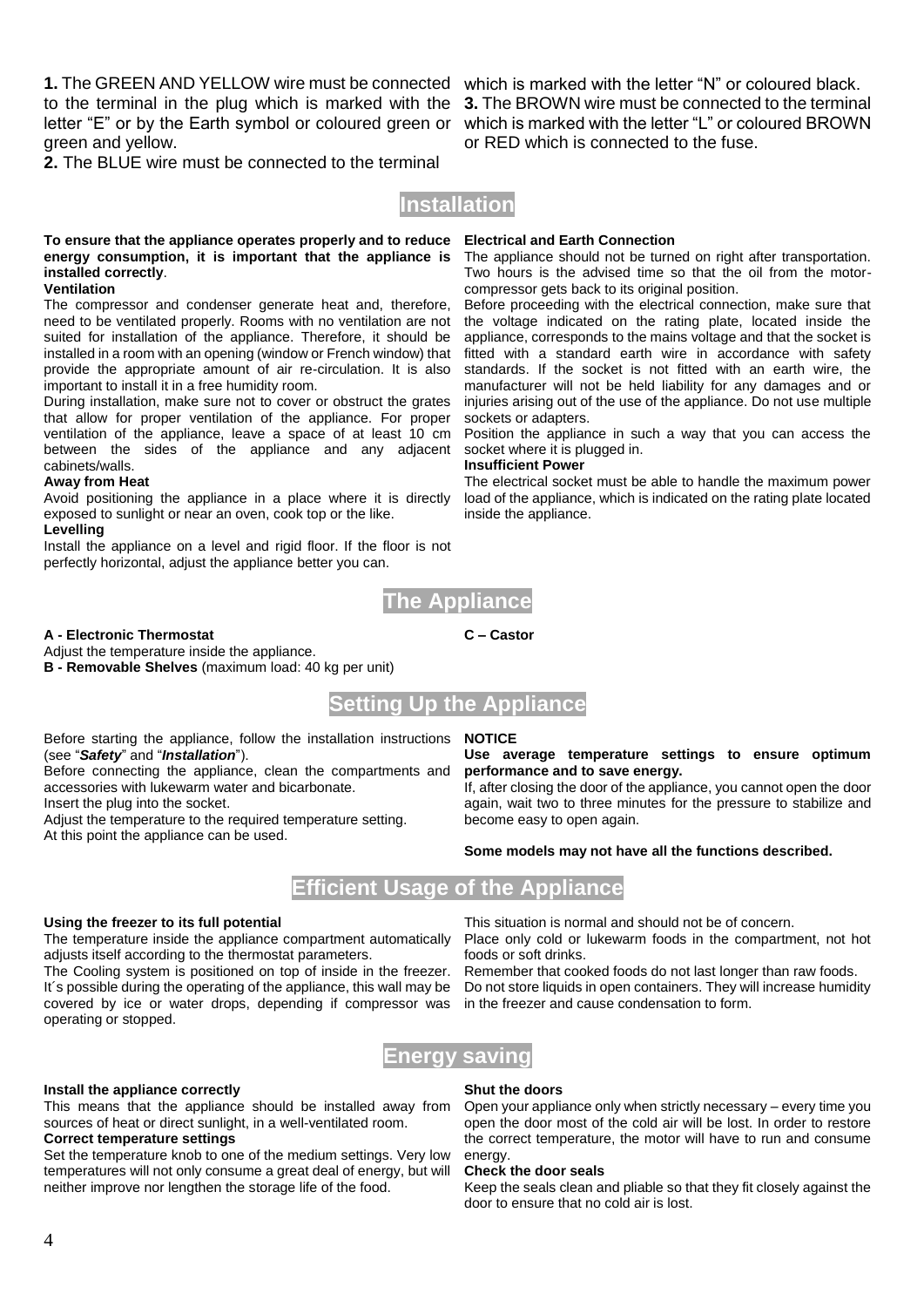**1.** The GREEN AND YELLOW wire must be connected to the terminal in the plug which is marked with the letter "E" or by the Earth symbol or coloured green or green and yellow.

**2.** The BLUE wire must be connected to the terminal which is marked with the letter "N" or coloured black.

**3.** The BROWN wire must be connected to the terminal which is marked with the letter "L" or coloured BROWN or RED which is connected to the fuse.

# Installation

**To ensure that the appliance operates properly and to reduce energy consumption, it is important that the appliance is installed correctly**.

**Ventilation**

The compressor and condenser generate heat and, therefore, need to be ventilated properly. Rooms with no ventilation are not suited for installation of the appliance. Therefore, it should be installed in a room with an opening (window or French window) that provide the appropriate amount of air re-circulation. It is also important to install it in a free humidity room.

During installation, make sure not to cover or obstruct the grates that allow for proper ventilation of the appliance. For proper ventilation of the appliance, leave a space of at least 10 cm between the sides of the appliance and any adjacent cabinets/walls.

**Away from Heat**

Avoid positioning the appliance in a place where it is directly exposed to sunlight or near an oven, cook top or the like.

**Levelling**

Install the appliance on a level and rigid floor. If the floor is not perfectly horizontal, adjust the appliance better you can.

**Electrical and Earth Connection**

The appliance should not be turned on right after transportation. Two hours is the advised time so that the oil from the motor-compressor gets back to its original position.

Before proceeding with the electrical connection, make sure that the voltage indicated on the rating plate, located inside the appliance, corresponds to the mains voltage and that the socket is fitted with a standard earth wire in accordance with safety standards. If the socket is not fitted with an earth wire, the manufacturer will not be held liability for any damages and or injuries arising out of the use of the appliance. Do not use multiple sockets or adapters.

Position the appliance in such a way that you can access the socket where it is plugged in.

**Insufficient Power**

The electrical socket must be able to handle the maximum power load of the appliance, which is indicated on the rating plate located inside the appliance.

# The Appliance

**A - Electronic Thermostat**

Adjust the temperature inside the appliance.

**B - Removable Shelves** (maximum load: 40 kg per unit)

**C – Castor**

# Setting Up the Appliance

Before starting the appliance, follow the installation instructions (see "***Safety***" and "***Installation***").

Before connecting the appliance, clean the compartments and accessories with lukewarm water and bicarbonate.

Insert the plug into the socket.

Adjust the temperature to the required temperature setting.

At this point the appliance can be used.

**NOTICE**

**Use average temperature settings to ensure optimum performance and to save energy.**

If, after closing the door of the appliance, you cannot open the door again, wait two to three minutes for the pressure to stabilize and become easy to open again.

**Some models may not have all the functions described.**

# Efficient Usage of the Appliance

**Using the freezer to its full potential**

The temperature inside the appliance compartment automatically adjusts itself according to the thermostat parameters.

The Cooling system is positioned on top of inside in the freezer. It´s possible during the operating of the appliance, this wall may be covered by ice or water drops, depending if compressor was operating or stopped.

This situation is normal and should not be of concern.

Place only cold or lukewarm foods in the compartment, not hot foods or soft drinks.

Remember that cooked foods do not last longer than raw foods.

Do not store liquids in open containers. They will increase humidity in the freezer and cause condensation to form.

# Energy saving

**Install the appliance correctly**

This means that the appliance should be installed away from sources of heat or direct sunlight, in a well-ventilated room.

**Correct temperature settings**

Set the temperature knob to one of the medium settings. Very low temperatures will not only consume a great deal of energy, but will neither improve nor lengthen the storage life of the food.

**Shut the doors**

Open your appliance only when strictly necessary – every time you open the door most of the cold air will be lost. In order to restore the correct temperature, the motor will have to run and consume energy.

**Check the door seals**

Keep the seals clean and pliable so that they fit closely against the door to ensure that no cold air is lost.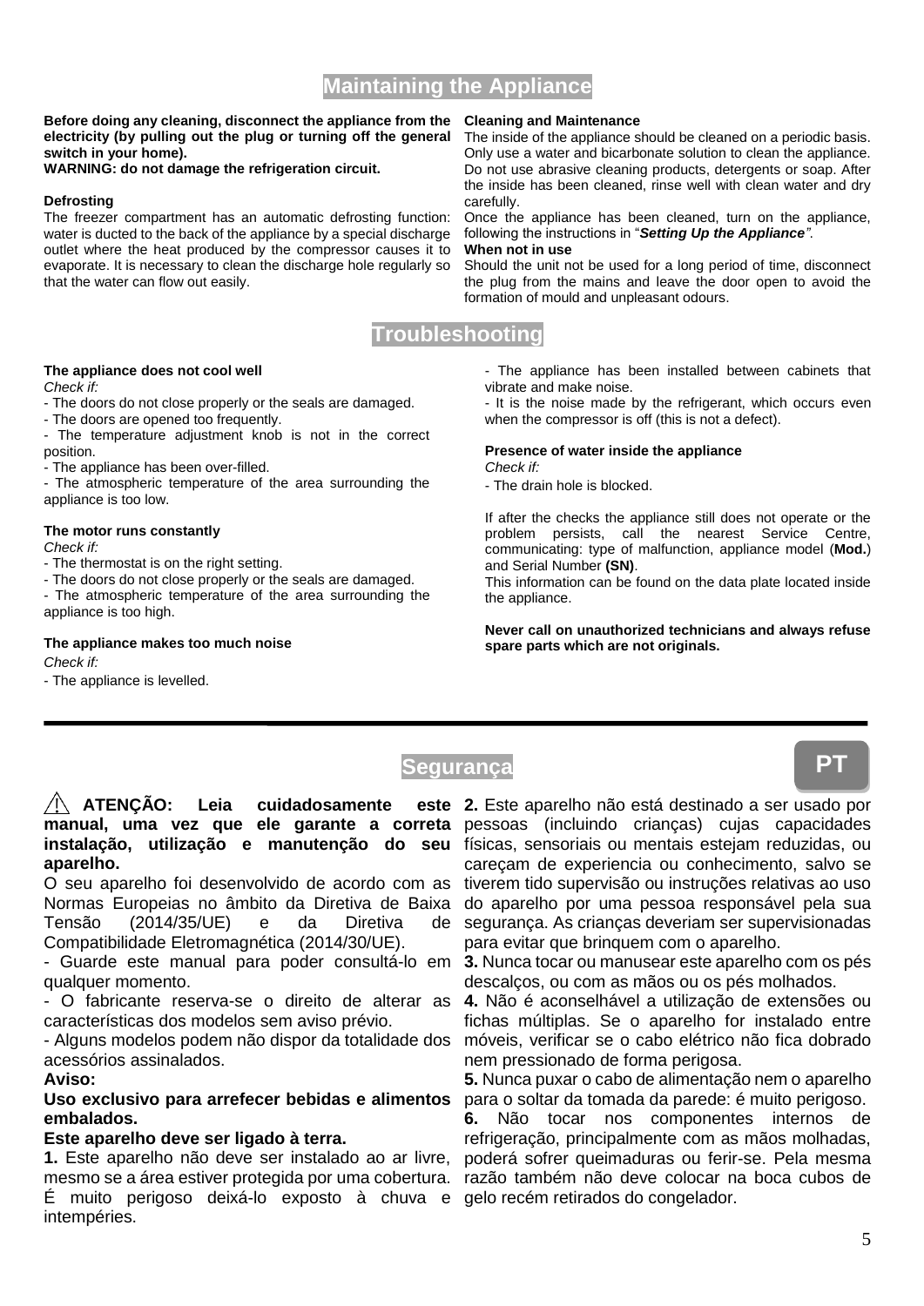# Maintaining the Appliance

**Before doing any cleaning, disconnect the appliance from the electricity (by pulling out the plug or turning off the general switch in your home).**
**WARNING: do not damage the refrigeration circuit.**

**Defrosting**
The freezer compartment has an automatic defrosting function: water is ducted to the back of the appliance by a special discharge outlet where the heat produced by the compressor causes it to evaporate. It is necessary to clean the discharge hole regularly so that the water can flow out easily.

**Cleaning and Maintenance**
The inside of the appliance should be cleaned on a periodic basis. Only use a water and bicarbonate solution to clean the appliance. Do not use abrasive cleaning products, detergents or soap. After the inside has been cleaned, rinse well with clean water and dry carefully.
Once the appliance has been cleaned, turn on the appliance, following the instructions in "***Setting Up the Appliance***".

**When not in use**
Should the unit not be used for a long period of time, disconnect the plug from the mains and leave the door open to avoid the formation of mould and unpleasant odours.

# Troubleshooting

**The appliance does not cool well**
*Check if:*
- The doors do not close properly or the seals are damaged.
- The doors are opened too frequently.
- The temperature adjustment knob is not in the correct position.
- The appliance has been over-filled.
- The atmospheric temperature of the area surrounding the appliance is too low.

**The motor runs constantly**
*Check if:*
- The thermostat is on the right setting.
- The doors do not close properly or the seals are damaged.
- The atmospheric temperature of the area surrounding the appliance is too high.

**The appliance makes too much noise**
*Check if:*
- The appliance is levelled.
- The appliance has been installed between cabinets that vibrate and make noise.
- It is the noise made by the refrigerant, which occurs even when the compressor is off (this is not a defect).

**Presence of water inside the appliance**
*Check if:*
- The drain hole is blocked.

If after the checks the appliance still does not operate or the problem persists, call the nearest Service Centre, communicating: type of malfunction, appliance model (**Mod.**) and Serial Number **(SN)**.
This information can be found on the data plate located inside the appliance.

**Never call on unauthorized technicians and always refuse spare parts which are not originals.**

---

PT

# Segurança

⚠ **ATENÇÃO: Leia cuidadosamente este manual, uma vez que ele garante a correta instalação, utilização e manutenção do seu aparelho.**

O seu aparelho foi desenvolvido de acordo com as Normas Europeias no âmbito da Diretiva de Baixa Tensão (2014/35/UE) e da Diretiva de Compatibilidade Eletromagnética (2014/30/UE).
- Guarde este manual para poder consultá-lo em qualquer momento.
- O fabricante reserva-se o direito de alterar as características dos modelos sem aviso prévio.
- Alguns modelos podem não dispor da totalidade dos acessórios assinalados.

**Aviso:**
**Uso exclusivo para arrefecer bebidas e alimentos embalados.**
**Este aparelho deve ser ligado à terra.**

**1.** Este aparelho não deve ser instalado ao ar livre, mesmo se a área estiver protegida por uma cobertura. É muito perigoso deixá-lo exposto à chuva e intempéries.
**2.** Este aparelho não está destinado a ser usado por pessoas (incluindo crianças) cujas capacidades físicas, sensoriais ou mentais estejam reduzidas, ou careçam de experiencia ou conhecimento, salvo se tiverem tido supervisão ou instruções relativas ao uso do aparelho por uma pessoa responsável pela sua segurança. As crianças deveriam ser supervisionadas para evitar que brinquem com o aparelho.
**3.** Nunca tocar ou manusear este aparelho com os pés descalços, ou com as mãos ou os pés molhados.
**4.** Não é aconselhável a utilização de extensões ou fichas múltiplas. Se o aparelho for instalado entre móveis, verificar se o cabo elétrico não fica dobrado nem pressionado de forma perigosa.
**5.** Nunca puxar o cabo de alimentação nem o aparelho para o soltar da tomada da parede: é muito perigoso.
**6.** Não tocar nos componentes internos de refrigeração, principalmente com as mãos molhadas, poderá sofrer queimaduras ou ferir-se. Pela mesma razão também não deve colocar na boca cubos de gelo recém retirados do congelador.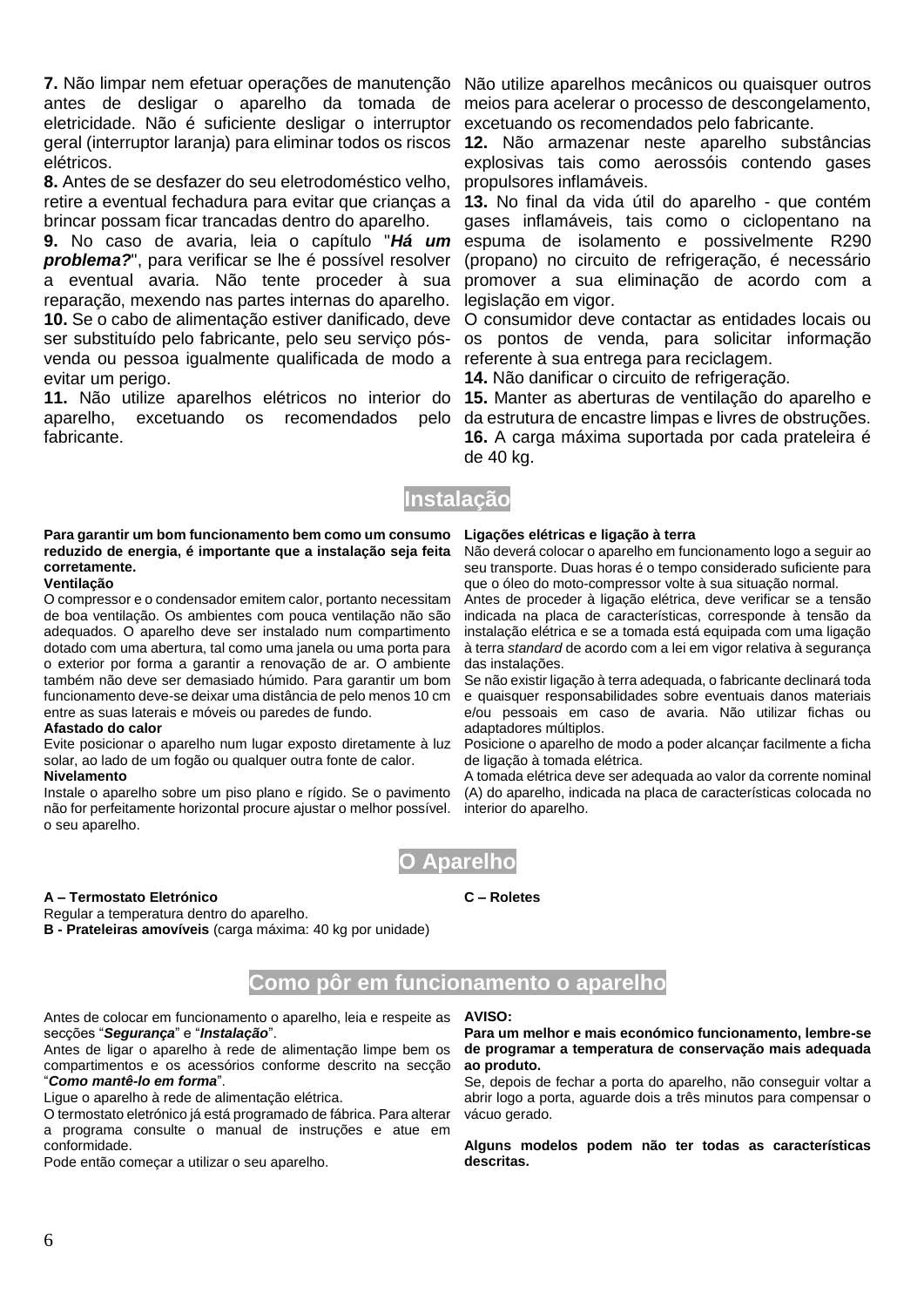**7.** Não limpar nem efetuar operações de manutenção antes de desligar o aparelho da tomada de eletricidade. Não é suficiente desligar o interruptor geral (interruptor laranja) para eliminar todos os riscos elétricos.

**8.** Antes de se desfazer do seu eletrodoméstico velho, retire a eventual fechadura para evitar que crianças a brincar possam ficar trancadas dentro do aparelho.

**9.** No caso de avaria, leia o capítulo "***Há um problema?***", para verificar se lhe é possível resolver a eventual avaria. Não tente proceder à sua reparação, mexendo nas partes internas do aparelho.

**10.** Se o cabo de alimentação estiver danificado, deve ser substituído pelo fabricante, pelo seu serviço pós-venda ou pessoa igualmente qualificada de modo a evitar um perigo.

**11.** Não utilize aparelhos elétricos no interior do aparelho, excetuando os recomendados pelo fabricante.

Não utilize aparelhos mecânicos ou quaisquer outros meios para acelerar o processo de descongelamento, excetuando os recomendados pelo fabricante.

**12.** Não armazenar neste aparelho substâncias explosivas tais como aerossóis contendo gases propulsores inflamáveis.

**13.** No final da vida útil do aparelho - que contém gases inflamáveis, tais como o ciclopentano na espuma de isolamento e possivelmente R290 (propano) no circuito de refrigeração, é necessário promover a sua eliminação de acordo com a legislação em vigor.

O consumidor deve contactar as entidades locais ou os pontos de venda, para solicitar informação referente à sua entrega para reciclagem.

**14.** Não danificar o circuito de refrigeração.

**15.** Manter as aberturas de ventilação do aparelho e da estrutura de encastre limpas e livres de obstruções.

**16.** A carga máxima suportada por cada prateleira é de 40 kg.

## Instalação

**Para garantir um bom funcionamento bem como um consumo reduzido de energia, é importante que a instalação seja feita corretamente.**

**Ventilação**

O compressor e o condensador emitem calor, portanto necessitam de boa ventilação. Os ambientes com pouca ventilação não são adequados. O aparelho deve ser instalado num compartimento dotado com uma abertura, tal como uma janela ou uma porta para o exterior por forma a garantir a renovação de ar. O ambiente também não deve ser demasiado húmido. Para garantir um bom funcionamento deve-se deixar uma distância de pelo menos 10 cm entre as suas laterais e móveis ou paredes de fundo.

**Afastado do calor**

Evite posicionar o aparelho num lugar exposto diretamente à luz solar, ao lado de um fogão ou qualquer outra fonte de calor.

**Nivelamento**

Instale o aparelho sobre um piso plano e rígido. Se o pavimento não for perfeitamente horizontal procure ajustar o melhor possível. o seu aparelho.

**Ligações elétricas e ligação à terra**

Não deverá colocar o aparelho em funcionamento logo a seguir ao seu transporte. Duas horas é o tempo considerado suficiente para que o óleo do moto-compressor volte à sua situação normal.

Antes de proceder à ligação elétrica, deve verificar se a tensão indicada na placa de características, corresponde à tensão da instalação elétrica e se a tomada está equipada com uma ligação à terra *standard* de acordo com a lei em vigor relativa à segurança das instalações.

Se não existir ligação à terra adequada, o fabricante declinará toda e quaisquer responsabilidades sobre eventuais danos materiais e/ou pessoais em caso de avaria. Não utilizar fichas ou adaptadores múltiplos.

Posicione o aparelho de modo a poder alcançar facilmente a ficha de ligação à tomada elétrica.

A tomada elétrica deve ser adequada ao valor da corrente nominal (A) do aparelho, indicada na placa de características colocada no interior do aparelho.

## O Aparelho

**A – Termostato Eletrónico**

Regular a temperatura dentro do aparelho.

**B - Prateleiras amovíveis** (carga máxima: 40 kg por unidade)

**C – Roletes**

## Como pôr em funcionamento o aparelho

Antes de colocar em funcionamento o aparelho, leia e respeite as secções "***Segurança***" e "***Instalação***".

Antes de ligar o aparelho à rede de alimentação limpe bem os compartimentos e os acessórios conforme descrito na secção "***Como mantê-lo em forma***".

Ligue o aparelho à rede de alimentação elétrica.

O termostato eletrónico já está programado de fábrica. Para alterar a programa consulte o manual de instruções e atue em conformidade.

Pode então começar a utilizar o seu aparelho.

**AVISO:**

**Para um melhor e mais económico funcionamento, lembre-se de programar a temperatura de conservação mais adequada ao produto.**

Se, depois de fechar a porta do aparelho, não conseguir voltar a abrir logo a porta, aguarde dois a três minutos para compensar o vácuo gerado.

**Alguns modelos podem não ter todas as características descritas.**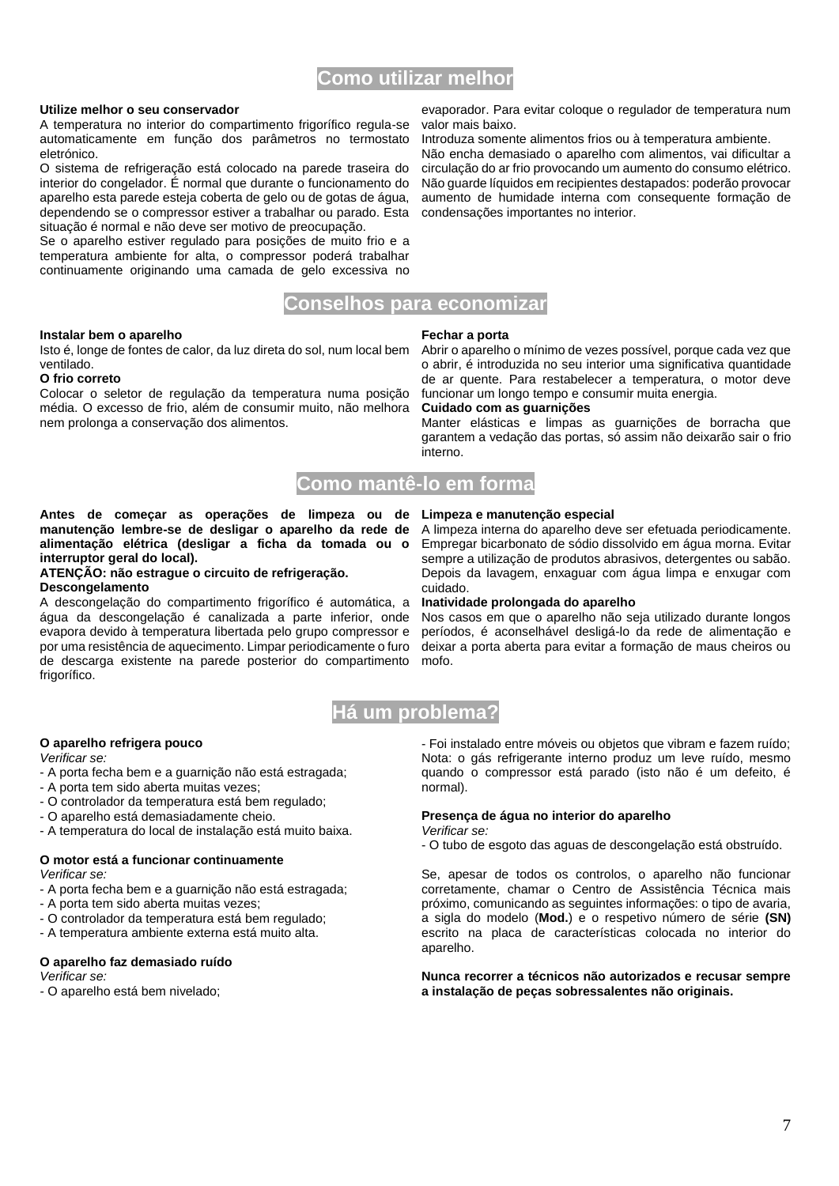## Como utilizar melhor

**Utilize melhor o seu conservador**
A temperatura no interior do compartimento frigorífico regula-se automaticamente em função dos parâmetros no termostato eletrónico.
O sistema de refrigeração está colocado na parede traseira do interior do congelador. É normal que durante o funcionamento do aparelho esta parede esteja coberta de gelo ou de gotas de água, dependendo se o compressor estiver a trabalhar ou parado. Esta situação é normal e não deve ser motivo de preocupação.
Se o aparelho estiver regulado para posições de muito frio e a temperatura ambiente for alta, o compressor poderá trabalhar continuamente originando uma camada de gelo excessiva no evaporador. Para evitar coloque o regulador de temperatura num valor mais baixo.
Introduza somente alimentos frios ou à temperatura ambiente.
Não encha demasiado o aparelho com alimentos, vai dificultar a circulação do ar frio provocando um aumento do consumo elétrico.
Não guarde líquidos em recipientes destapados: poderão provocar aumento de humidade interna com consequente formação de condensações importantes no interior.

## Conselhos para economizar

**Instalar bem o aparelho**
Isto é, longe de fontes de calor, da luz direta do sol, num local bem ventilado.
**O frio correto**
Colocar o seletor de regulação da temperatura numa posição média. O excesso de frio, além de consumir muito, não melhora nem prolonga a conservação dos alimentos.
**Fechar a porta**
Abrir o aparelho o mínimo de vezes possível, porque cada vez que o abrir, é introduzida no seu interior uma significativa quantidade de ar quente. Para restabelecer a temperatura, o motor deve funcionar um longo tempo e consumir muita energia.
**Cuidado com as guarnições**
Manter elásticas e limpas as guarnições de borracha que garantem a vedação das portas, só assim não deixarão sair o frio interno.

## Como mantê-lo em forma

**Antes de começar as operações de limpeza ou de manutenção lembre-se de desligar o aparelho da rede de alimentação elétrica (desligar a ficha da tomada ou o interruptor geral do local).**
**ATENÇÃO: não estrague o circuito de refrigeração.**
**Descongelamento**
A descongelação do compartimento frigorífico é automática, a água da descongelação é canalizada a parte inferior, onde evapora devido à temperatura libertada pelo grupo compressor e por uma resistência de aquecimento. Limpar periodicamente o furo de descarga existente na parede posterior do compartimento frigorífico.
**Limpeza e manutenção especial**
A limpeza interna do aparelho deve ser efetuada periodicamente. Empregar bicarbonato de sódio dissolvido em água morna. Evitar sempre a utilização de produtos abrasivos, detergentes ou sabão. Depois da lavagem, enxaguar com água limpa e enxugar com cuidado.
**Inatividade prolongada do aparelho**
Nos casos em que o aparelho não seja utilizado durante longos períodos, é aconselhável desligá-lo da rede de alimentação e deixar a porta aberta para evitar a formação de maus cheiros ou mofo.

## Há um problema?

**O aparelho refrigera pouco**
*Verificar se:*
- A porta fecha bem e a guarnição não está estragada;
- A porta tem sido aberta muitas vezes;
- O controlador da temperatura está bem regulado;
- O aparelho está demasiadamente cheio.
- A temperatura do local de instalação está muito baixa.

**O motor está a funcionar continuamente**
*Verificar se:*
- A porta fecha bem e a guarnição não está estragada;
- A porta tem sido aberta muitas vezes;
- O controlador da temperatura está bem regulado;
- A temperatura ambiente externa está muito alta.

**O aparelho faz demasiado ruído**
*Verificar se:*
- O aparelho está bem nivelado;
- Foi instalado entre móveis ou objetos que vibram e fazem ruído;
Nota: o gás refrigerante interno produz um leve ruído, mesmo quando o compressor está parado (isto não é um defeito, é normal).

**Presença de água no interior do aparelho**
*Verificar se:*
- O tubo de esgoto das aguas de descongelação está obstruído.

Se, apesar de todos os controlos, o aparelho não funcionar corretamente, chamar o Centro de Assistência Técnica mais próximo, comunicando as seguintes informações: o tipo de avaria, a sigla do modelo (**Mod.**) e o respetivo número de série **(SN)** escrito na placa de características colocada no interior do aparelho.

**Nunca recorrer a técnicos não autorizados e recusar sempre a instalação de peças sobressalentes não originais.**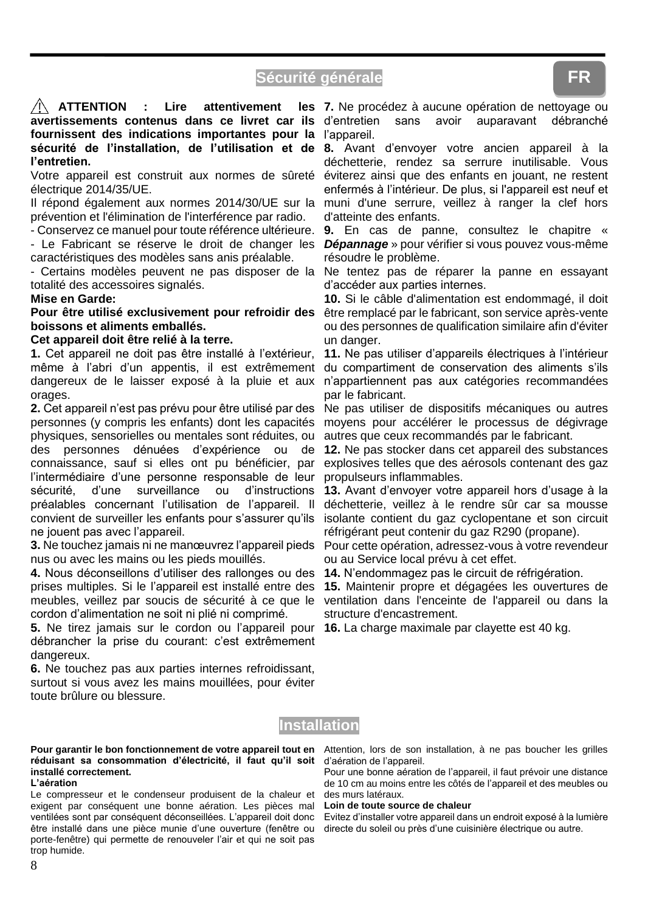## Sécurité générale

⚠ **ATTENTION : Lire attentivement les avertissements contenus dans ce livret car ils fournissent des indications importantes pour la sécurité de l'installation, de l'utilisation et de l'entretien.**

Votre appareil est construit aux normes de sûreté électrique 2014/35/UE.

Il répond également aux normes 2014/30/UE sur la prévention et l'élimination de l'interférence par radio.

- Conservez ce manuel pour toute référence ultérieure.
- Le Fabricant se réserve le droit de changer les caractéristiques des modèles sans anis préalable.
- Certains modèles peuvent ne pas disposer de la totalité des accessoires signalés.

**Mise en Garde:**

**Pour être utilisé exclusivement pour refroidir des boissons et aliments emballés.**

**Cet appareil doit être relié à la terre.**

**1.** Cet appareil ne doit pas être installé à l'extérieur, même à l'abri d'un appentis, il est extrêmement dangereux de le laisser exposé à la pluie et aux orages.

**2.** Cet appareil n'est pas prévu pour être utilisé par des personnes (y compris les enfants) dont les capacités physiques, sensorielles ou mentales sont réduites, ou des personnes dénuées d'expérience ou de connaissance, sauf si elles ont pu bénéficier, par l'intermédiaire d'une personne responsable de leur sécurité, d'une surveillance ou d'instructions préalables concernant l'utilisation de l'appareil. Il convient de surveiller les enfants pour s'assurer qu'ils ne jouent pas avec l'appareil.

**3.** Ne touchez jamais ni ne manœuvrez l'appareil pieds nus ou avec les mains ou les pieds mouillés.

**4.** Nous déconseillons d'utiliser des rallonges ou des prises multiples. Si le l'appareil est installé entre des meubles, veillez par soucis de sécurité à ce que le cordon d'alimentation ne soit ni plié ni comprimé.

**5.** Ne tirez jamais sur le cordon ou l'appareil pour débrancher la prise du courant: c'est extrêmement dangereux.

**6.** Ne touchez pas aux parties internes refroidissant, surtout si vous avez les mains mouillées, pour éviter toute brûlure ou blessure.

**7.** Ne procédez à aucune opération de nettoyage ou d'entretien sans avoir auparavant débranché l'appareil.

**8.** Avant d'envoyer votre ancien appareil à la déchetterie, rendez sa serrure inutilisable. Vous éviterez ainsi que des enfants en jouant, ne restent enfermés à l'intérieur. De plus, si l'appareil est neuf et muni d'une serrure, veillez à ranger la clef hors d'atteinte des enfants.

**9.** En cas de panne, consultez le chapitre « ***Dépannage*** » pour vérifier si vous pouvez vous-même résoudre le problème.

Ne tentez pas de réparer la panne en essayant d'accéder aux parties internes.

**10.** Si le câble d'alimentation est endommagé, il doit être remplacé par le fabricant, son service après-vente ou des personnes de qualification similaire afin d'éviter un danger.

**11.** Ne pas utiliser d'appareils électriques à l'intérieur du compartiment de conservation des aliments s'ils n'appartiennent pas aux catégories recommandées par le fabricant.

Ne pas utiliser de dispositifs mécaniques ou autres moyens pour accélérer le processus de dégivrage autres que ceux recommandés par le fabricant.

**12.** Ne pas stocker dans cet appareil des substances explosives telles que des aérosols contenant des gaz propulseurs inflammables.

**13.** Avant d'envoyer votre appareil hors d'usage à la déchetterie, veillez à le rendre sûr car sa mousse isolante contient du gaz cyclopentane et son circuit réfrigérant peut contenir du gaz R290 (propane).

Pour cette opération, adressez-vous à votre revendeur ou au Service local prévu à cet effet.

**14.** N'endommagez pas le circuit de réfrigération.

**15.** Maintenir propre et dégagées les ouvertures de ventilation dans l'enceinte de l'appareil ou dans la structure d'encastrement.

**16.** La charge maximale par clayette est 40 kg.

## Installation

**Pour garantir le bon fonctionnement de votre appareil tout en réduisant sa consommation d'électricité, il faut qu'il soit installé correctement.**

**L'aération**

Le compresseur et le condenseur produisent de la chaleur et exigent par conséquent une bonne aération. Les pièces mal ventilées sont par conséquent déconseillées. L'appareil doit donc être installé dans une pièce munie d'une ouverture (fenêtre ou porte-fenêtre) qui permette de renouveler l'air et qui ne soit pas trop humide.

Attention, lors de son installation, à ne pas boucher les grilles d'aération de l'appareil.

Pour une bonne aération de l'appareil, il faut prévoir une distance de 10 cm au moins entre les côtés de l'appareil et des meubles ou des murs latéraux.

**Loin de toute source de chaleur**

Evitez d'installer votre appareil dans un endroit exposé à la lumière directe du soleil ou près d'une cuisinière électrique ou autre.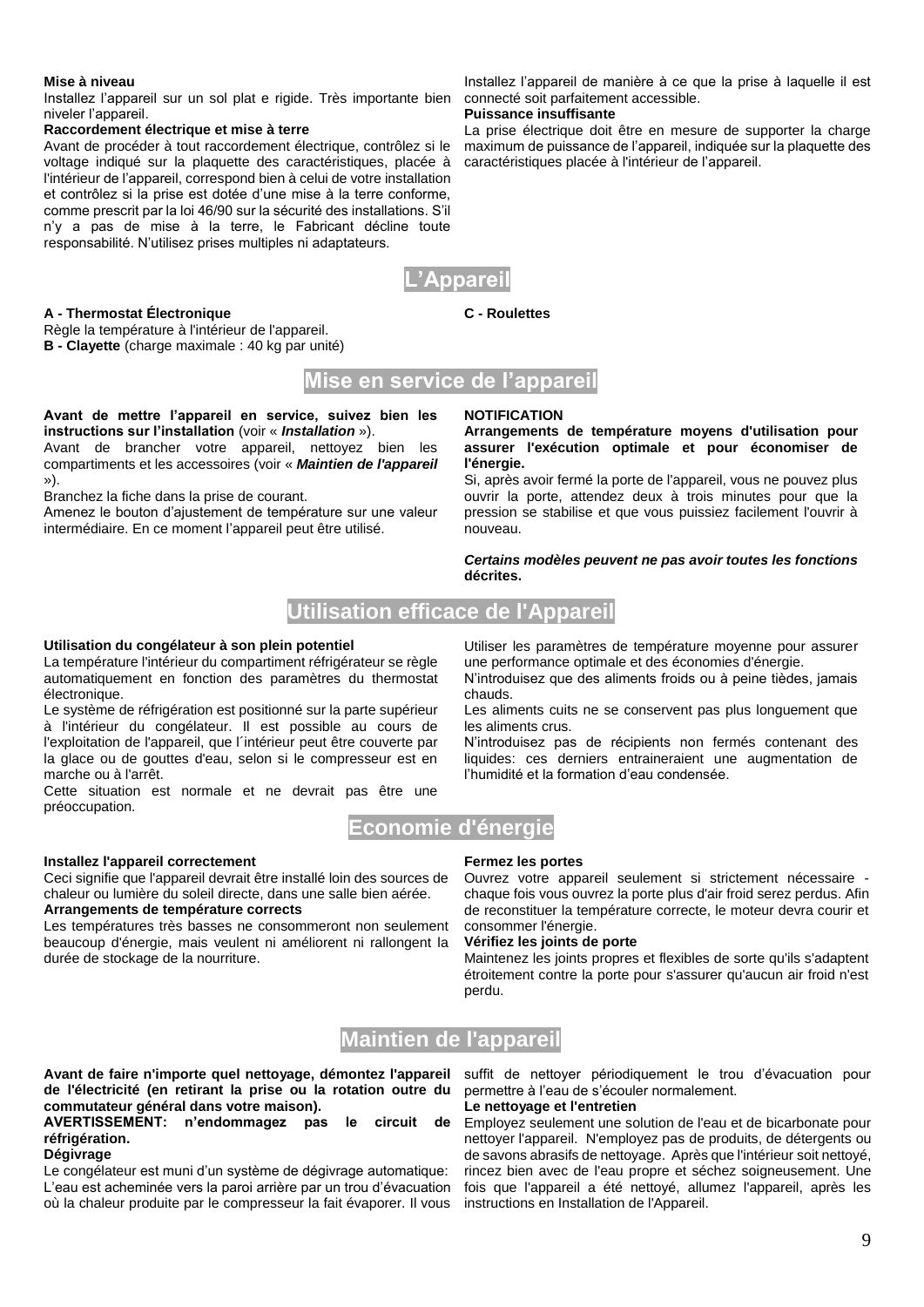**Mise à niveau**

Installez l'appareil sur un sol plat e rigide. Très importante bien niveler l'appareil.

**Raccordement électrique et mise à terre**

Avant de procéder à tout raccordement électrique, contrôlez si le voltage indiqué sur la plaquette des caractéristiques, placée à l'intérieur de l'appareil, correspond bien à celui de votre installation et contrôlez si la prise est dotée d'une mise à la terre conforme, comme prescrit par la loi 46/90 sur la sécurité des installations. S'il n'y a pas de mise à la terre, le Fabricant décline toute responsabilité. N'utilisez prises multiples ni adaptateurs.

Installez l'appareil de manière à ce que la prise à laquelle il est connecté soit parfaitement accessible.

**Puissance insuffisante**

La prise électrique doit être en mesure de supporter la charge maximum de puissance de l'appareil, indiquée sur la plaquette des caractéristiques placée à l'intérieur de l'appareil.

## L'Appareil

**A - Thermostat Électronique**

Règle la température à l'intérieur de l'appareil.

**B - Clayette** (charge maximale : 40 kg par unité)

**C - Roulettes**

## Mise en service de l'appareil

**Avant de mettre l'appareil en service, suivez bien les instructions sur l'installation** (voir « ***Installation*** »).

Avant de brancher votre appareil, nettoyez bien les compartiments et les accessoires (voir « ***Maintien de l'appareil*** »).

Branchez la fiche dans la prise de courant.

Amenez le bouton d'ajustement de température sur une valeur intermédiaire. En ce moment l'appareil peut être utilisé.

**NOTIFICATION**

**Arrangements de température moyens d'utilisation pour assurer l'exécution optimale et pour économiser de l'énergie.**

Si, après avoir fermé la porte de l'appareil, vous ne pouvez plus ouvrir la porte, attendez deux à trois minutes pour que la pression se stabilise et que vous puissiez facilement l'ouvrir à nouveau.

***Certains modèles peuvent ne pas avoir toutes les fonctions décrites.***

## Utilisation efficace de l'Appareil

**Utilisation du congélateur à son plein potentiel**

La température l'intérieur du compartiment réfrigérateur se règle automatiquement en fonction des paramètres du thermostat électronique.

Le système de réfrigération est positionné sur la parte supérieur à l'intérieur du congélateur. Il est possible au cours de l'exploitation de l'appareil, que l´intérieur peut être couverte par la glace ou de gouttes d'eau, selon si le compresseur est en marche ou à l'arrêt.

Cette situation est normale et ne devrait pas être une préoccupation.

Utiliser les paramètres de température moyenne pour assurer une performance optimale et des économies d'énergie.

N'introduisez que des aliments froids ou à peine tièdes, jamais chauds.

Les aliments cuits ne se conservent pas plus longuement que les aliments crus.

N'introduisez pas de récipients non fermés contenant des liquides: ces derniers entraineraient une augmentation de l'humidité et la formation d'eau condensée.

## Economie d'énergie

**Installez l'appareil correctement**

Ceci signifie que l'appareil devrait être installé loin des sources de chaleur ou lumière du soleil directe, dans une salle bien aérée.

**Arrangements de température corrects**

Les températures très basses ne consommeront non seulement beaucoup d'énergie, mais veulent ni améliorent ni rallongent la durée de stockage de la nourriture.

**Fermez les portes**

Ouvrez votre appareil seulement si strictement nécessaire - chaque fois vous ouvrez la porte plus d'air froid serez perdus. Afin de reconstituer la température correcte, le moteur devra courir et consommer l'énergie.

**Vérifiez les joints de porte**

Maintenez les joints propres et flexibles de sorte qu'ils s'adaptent étroitement contre la porte pour s'assurer qu'aucun air froid n'est perdu.

## Maintien de l'appareil

**Avant de faire n'importe quel nettoyage, démontez l'appareil de l'électricité (en retirant la prise ou la rotation outre du commutateur général dans votre maison).**

**AVERTISSEMENT: n'endommagez pas le circuit de réfrigération.**

**Dégivrage**

Le congélateur est muni d'un système de dégivrage automatique: L'eau est acheminée vers la paroi arrière par un trou d'évacuation où la chaleur produite par le compresseur la fait évaporer. Il vous suffit de nettoyer périodiquement le trou d'évacuation pour permettre à l'eau de s'écouler normalement.

**Le nettoyage et l'entretien**

Employez seulement une solution de l'eau et de bicarbonate pour nettoyer l'appareil. N'employez pas de produits, de détergents ou de savons abrasifs de nettoyage. Après que l'intérieur soit nettoyé, rincez bien avec de l'eau propre et séchez soigneusement. Une fois que l'appareil a été nettoyé, allumez l'appareil, après les instructions en Installation de l'Appareil.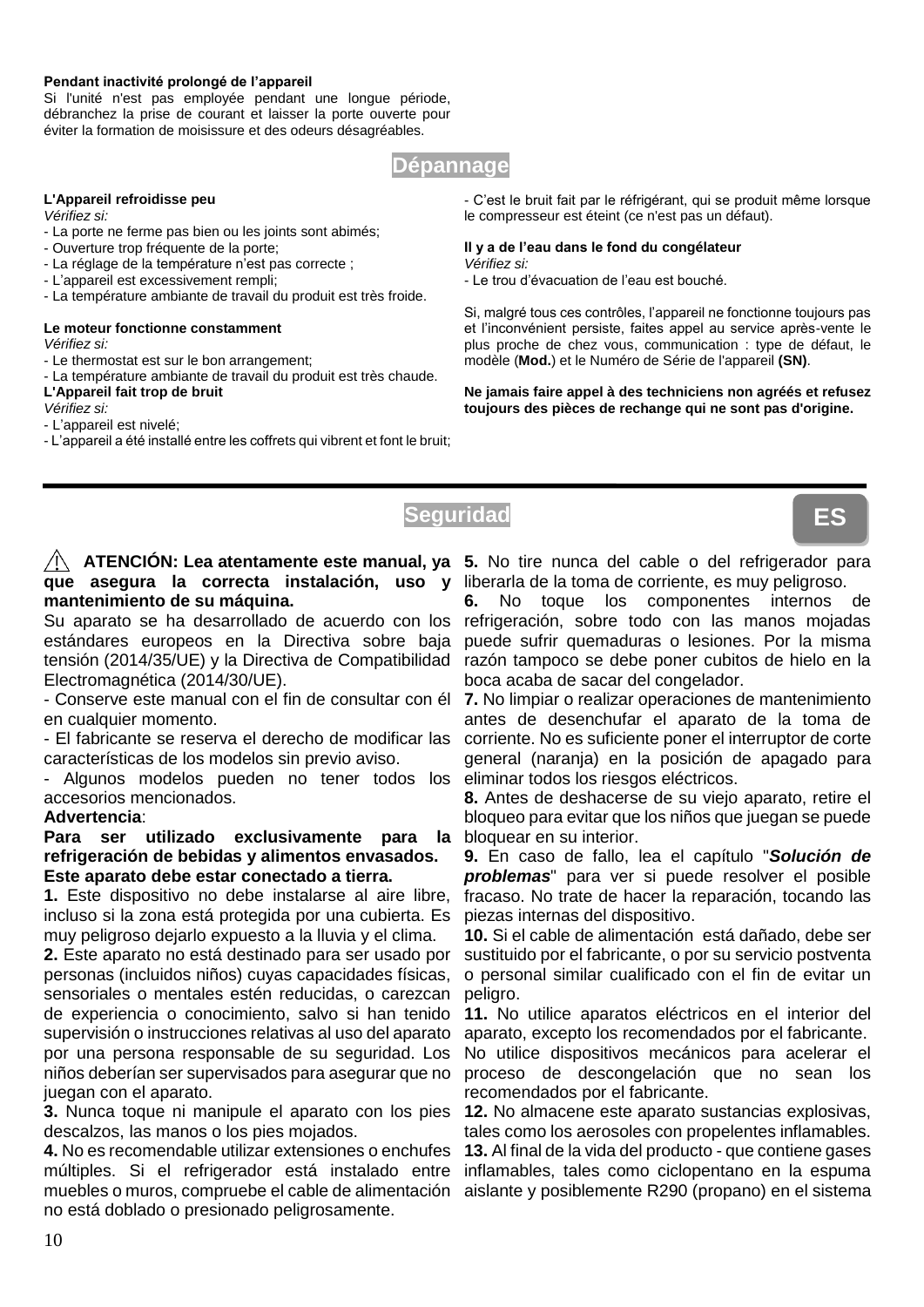**Pendant inactivité prolongé de l'appareil**

Si l'unité n'est pas employée pendant une longue période, débranchez la prise de courant et laisser la porte ouverte pour éviter la formation de moisissure et des odeurs désagréables.

## Dépannage

**L'Appareil refroidisse peu**

*Vérifiez si:*

- La porte ne ferme pas bien ou les joints sont abimés;
- Ouverture trop fréquente de la porte;
- La réglage de la température n'est pas correcte ;
- L'appareil est excessivement rempli;
- La température ambiante de travail du produit est très froide.

**Le moteur fonctionne constamment**

*Vérifiez si:*

- Le thermostat est sur le bon arrangement;
- La température ambiante de travail du produit est très chaude.

**L'Appareil fait trop de bruit**

*Vérifiez si:*

- L'appareil est nivelé;
- L'appareil a été installé entre les coffrets qui vibrent et font le bruit;
- C'est le bruit fait par le réfrigérant, qui se produit même lorsque le compresseur est éteint (ce n'est pas un défaut).

**Il y a de l'eau dans le fond du congélateur**

*Vérifiez si:*

- Le trou d'évacuation de l'eau est bouché.

Si, malgré tous ces contrôles, l'appareil ne fonctionne toujours pas et l'inconvénient persiste, faites appel au service après-vente le plus proche de chez vous, communication : type de défaut, le modèle (**Mod.**) et le Numéro de Série de l'appareil **(SN)**.

**Ne jamais faire appel à des techniciens non agréés et refusez toujours des pièces de rechange qui ne sont pas d'origine.**

## Seguridad

ES

**⚠ ATENCIÓN: Lea atentamente este manual, ya que asegura la correcta instalación, uso y mantenimiento de su máquina.**

Su aparato se ha desarrollado de acuerdo con los estándares europeos en la Directiva sobre baja tensión (2014/35/UE) y la Directiva de Compatibilidad Electromagnética (2014/30/UE).

- Conserve este manual con el fin de consultar con él en cualquier momento.
- El fabricante se reserva el derecho de modificar las características de los modelos sin previo aviso.
- Algunos modelos pueden no tener todos los accesorios mencionados.

**Advertencia**:

**Para ser utilizado exclusivamente para la refrigeración de bebidas y alimentos envasados.**

**Este aparato debe estar conectado a tierra.**

**1.** Este dispositivo no debe instalarse al aire libre, incluso si la zona está protegida por una cubierta. Es muy peligroso dejarlo expuesto a la lluvia y el clima.

**2.** Este aparato no está destinado para ser usado por personas (incluidos niños) cuyas capacidades físicas, sensoriales o mentales estén reducidas, o carezcan de experiencia o conocimiento, salvo si han tenido supervisión o instrucciones relativas al uso del aparato por una persona responsable de su seguridad. Los niños deberían ser supervisados para asegurar que no juegan con el aparato.

**3.** Nunca toque ni manipule el aparato con los pies descalzos, las manos o los pies mojados.

**4.** No es recomendable utilizar extensiones o enchufes múltiples. Si el refrigerador está instalado entre muebles o muros, compruebe el cable de alimentación no está doblado o presionado peligrosamente.

**5.** No tire nunca del cable o del refrigerador para liberarla de la toma de corriente, es muy peligroso.

**6.** No toque los componentes internos de refrigeración, sobre todo con las manos mojadas puede sufrir quemaduras o lesiones. Por la misma razón tampoco se debe poner cubitos de hielo en la boca acaba de sacar del congelador.

**7.** No limpiar o realizar operaciones de mantenimiento antes de desenchufar el aparato de la toma de corriente. No es suficiente poner el interruptor de corte general (naranja) en la posición de apagado para eliminar todos los riesgos eléctricos.

**8.** Antes de deshacerse de su viejo aparato, retire el bloqueo para evitar que los niños que juegan se puede bloquear en su interior.

**9.** En caso de fallo, lea el capítulo "***Solución de problemas***" para ver si puede resolver el posible fracaso. No trate de hacer la reparación, tocando las piezas internas del dispositivo.

**10.** Si el cable de alimentación está dañado, debe ser sustituido por el fabricante, o por su servicio postventa o personal similar cualificado con el fin de evitar un peligro.

**11.** No utilice aparatos eléctricos en el interior del aparato, excepto los recomendados por el fabricante.

No utilice dispositivos mecánicos para acelerar el proceso de descongelación que no sean los recomendados por el fabricante.

**12.** No almacene este aparato sustancias explosivas, tales como los aerosoles con propelentes inflamables.

**13.** Al final de la vida del producto - que contiene gases inflamables, tales como ciclopentano en la espuma aislante y posiblemente R290 (propano) en el sistema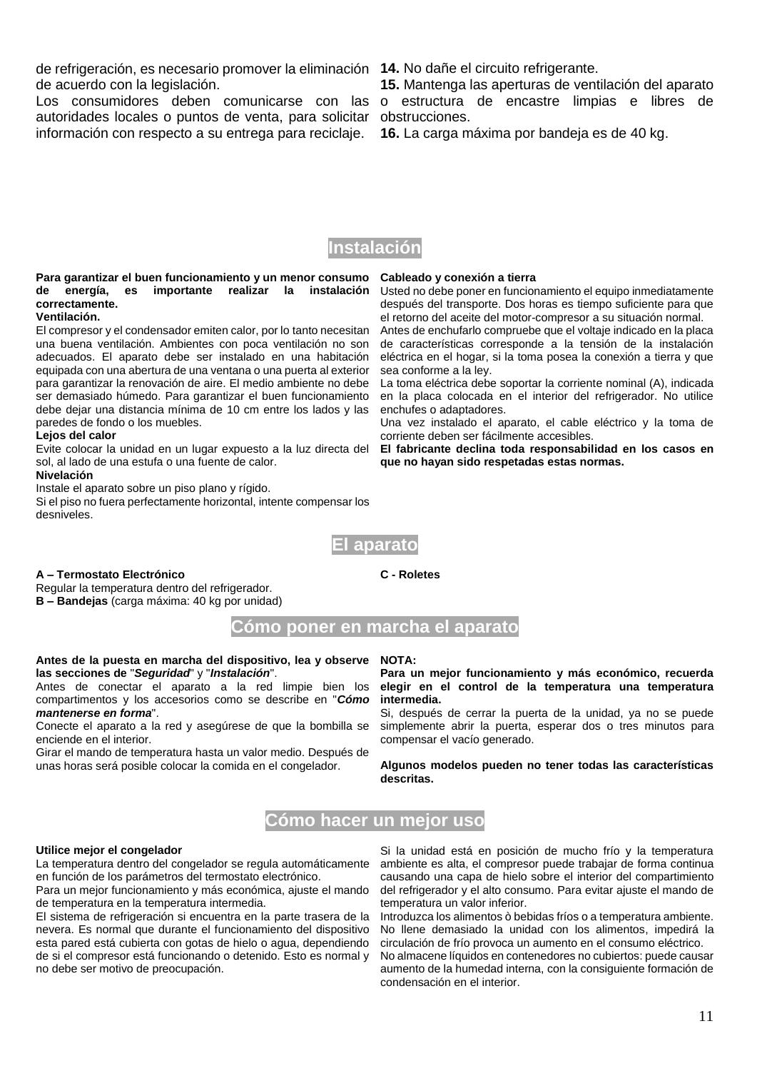de refrigeración, es necesario promover la eliminación de acuerdo con la legislación.

Los consumidores deben comunicarse con las autoridades locales o puntos de venta, para solicitar información con respecto a su entrega para reciclaje.

**14.** No dañe el circuito refrigerante.

**15.** Mantenga las aperturas de ventilación del aparato o estructura de encastre limpias e libres de obstrucciones.

**16.** La carga máxima por bandeja es de 40 kg.

## Instalación

**Para garantizar el buen funcionamiento y un menor consumo de energía, es importante realizar la instalación correctamente.**

**Ventilación.**

El compresor y el condensador emiten calor, por lo tanto necesitan una buena ventilación. Ambientes con poca ventilación no son adecuados. El aparato debe ser instalado en una habitación equipada con una abertura de una ventana o una puerta al exterior para garantizar la renovación de aire. El medio ambiente no debe ser demasiado húmedo. Para garantizar el buen funcionamiento debe dejar una distancia mínima de 10 cm entre los lados y las paredes de fondo o los muebles.

**Lejos del calor**

Evite colocar la unidad en un lugar expuesto a la luz directa del sol, al lado de una estufa o una fuente de calor.

**Nivelación**

Instale el aparato sobre un piso plano y rígido.

Si el piso no fuera perfectamente horizontal, intente compensar los desniveles.

**Cableado y conexión a tierra**

Usted no debe poner en funcionamiento el equipo inmediatamente después del transporte. Dos horas es tiempo suficiente para que el retorno del aceite del motor-compresor a su situación normal.

Antes de enchufarlo compruebe que el voltaje indicado en la placa de características corresponde a la tensión de la instalación eléctrica en el hogar, si la toma posea la conexión a tierra y que sea conforme a la ley.

La toma eléctrica debe soportar la corriente nominal (A), indicada en la placa colocada en el interior del refrigerador. No utilice enchufes o adaptadores.

Una vez instalado el aparato, el cable eléctrico y la toma de corriente deben ser fácilmente accesibles.

**El fabricante declina toda responsabilidad en los casos en que no hayan sido respetadas estas normas.**

## El aparato

**A – Termostato Electrónico**

Regular la temperatura dentro del refrigerador.

**B – Bandejas** (carga máxima: 40 kg por unidad)

**C - Roletes**

## Cómo poner en marcha el aparato

**Antes de la puesta en marcha del dispositivo, lea y observe las secciones de "*Seguridad*" y "*Instalación*".**

Antes de conectar el aparato a la red limpie bien los compartimentos y los accesorios como se describe en "***Cómo mantenerse en forma***".

Conecte el aparato a la red y asegúrese de que la bombilla se enciende en el interior.

Girar el mando de temperatura hasta un valor medio. Después de unas horas será posible colocar la comida en el congelador.

**NOTA:**

**Para un mejor funcionamiento y más económico, recuerda elegir en el control de la temperatura una temperatura intermedia.**

Si, después de cerrar la puerta de la unidad, ya no se puede simplemente abrir la puerta, esperar dos o tres minutos para compensar el vacío generado.

**Algunos modelos pueden no tener todas las características descritas.**

## Cómo hacer un mejor uso

**Utilice mejor el congelador**

La temperatura dentro del congelador se regula automáticamente en función de los parámetros del termostato electrónico.

Para un mejor funcionamiento y más económica, ajuste el mando de temperatura en la temperatura intermedia.

El sistema de refrigeración si encuentra en la parte trasera de la nevera. Es normal que durante el funcionamiento del dispositivo esta pared está cubierta con gotas de hielo o agua, dependiendo de si el compresor está funcionando o detenido. Esto es normal y no debe ser motivo de preocupación.

Si la unidad está en posición de mucho frío y la temperatura ambiente es alta, el compresor puede trabajar de forma continua causando una capa de hielo sobre el interior del compartimiento del refrigerador y el alto consumo. Para evitar ajuste el mando de temperatura un valor inferior.

Introduzca los alimentos ò bebidas fríos o a temperatura ambiente.

No llene demasiado la unidad con los alimentos, impedirá la circulación de frío provoca un aumento en el consumo eléctrico.

No almacene líquidos en contenedores no cubiertos: puede causar aumento de la humedad interna, con la consiguiente formación de condensación en el interior.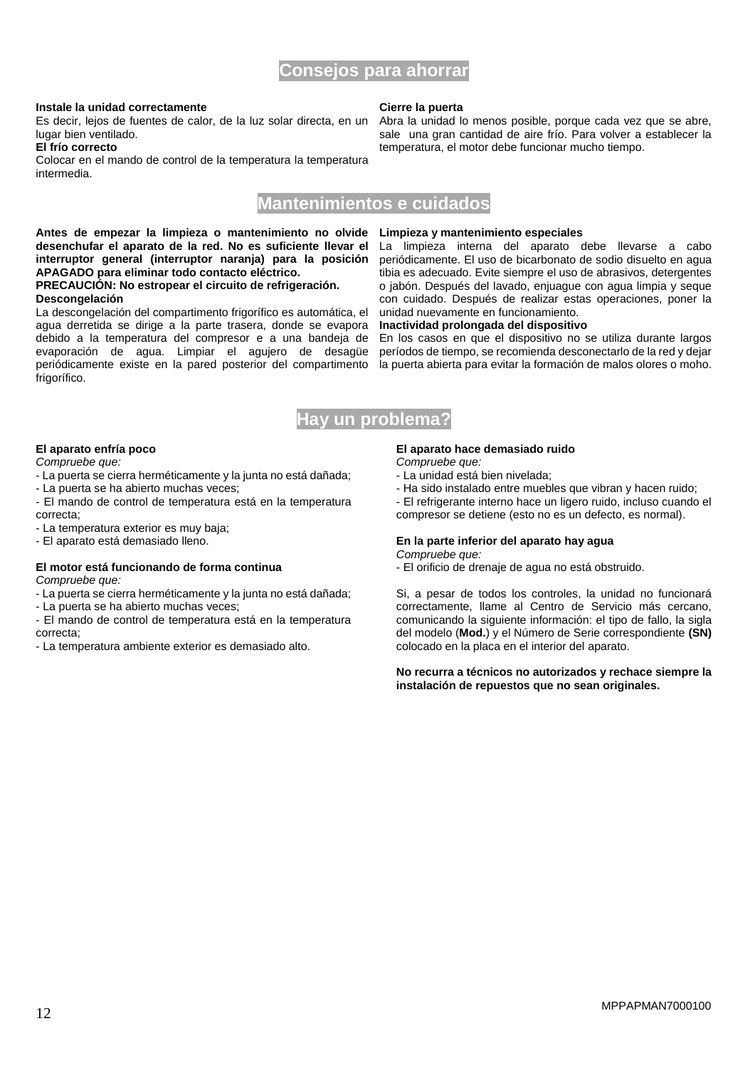## Consejos para ahorrar

**Instale la unidad correctamente**
Es decir, lejos de fuentes de calor, de la luz solar directa, en un lugar bien ventilado.

**El frío correcto**
Colocar en el mando de control de la temperatura la temperatura intermedia.

**Cierre la puerta**
Abra la unidad lo menos posible, porque cada vez que se abre, sale una gran cantidad de aire frío. Para volver a establecer la temperatura, el motor debe funcionar mucho tiempo.

## Mantenimientos e cuidados

**Antes de empezar la limpieza o mantenimiento no olvide desenchufar el aparato de la red. No es suficiente llevar el interruptor general (interruptor naranja) para la posición APAGADO para eliminar todo contacto eléctrico.**

**PRECAUCIÓN: No estropear el circuito de refrigeración.**

**Descongelación**
La descongelación del compartimento frigorífico es automática, el agua derretida se dirige a la parte trasera, donde se evapora debido a la temperatura del compresor e a una bandeja de evaporación de agua. Limpiar el agujero de desagüe periódicamente existe en la pared posterior del compartimento frigorífico.

**Limpieza y mantenimiento especiales**
La limpieza interna del aparato debe llevarse a cabo periódicamente. El uso de bicarbonato de sodio disuelto en agua tibia es adecuado. Evite siempre el uso de abrasivos, detergentes o jabón. Después del lavado, enjuague con agua limpia y seque con cuidado. Después de realizar estas operaciones, poner la unidad nuevamente en funcionamiento.

**Inactividad prolongada del dispositivo**
En los casos en que el dispositivo no se utiliza durante largos períodos de tiempo, se recomienda desconectarlo de la red y dejar la puerta abierta para evitar la formación de malos olores o moho.

## Hay un problema?

**El aparato enfría poco**
*Compruebe que:*
- La puerta se cierra herméticamente y la junta no está dañada;
- La puerta se ha abierto muchas veces;
- El mando de control de temperatura está en la temperatura correcta;
- La temperatura exterior es muy baja;
- El aparato está demasiado lleno.

**El motor está funcionando de forma continua**
*Compruebe que:*
- La puerta se cierra herméticamente y la junta no está dañada;
- La puerta se ha abierto muchas veces;
- El mando de control de temperatura está en la temperatura correcta;
- La temperatura ambiente exterior es demasiado alto.

**El aparato hace demasiado ruido**
*Compruebe que:*
- La unidad está bien nivelada;
- Ha sido instalado entre muebles que vibran y hacen ruido;
- El refrigerante interno hace un ligero ruido, incluso cuando el compresor se detiene (esto no es un defecto, es normal).

**En la parte inferior del aparato hay agua**
*Compruebe que:*
- El orificio de drenaje de agua no está obstruido.

Si, a pesar de todos los controles, la unidad no funcionará correctamente, llame al Centro de Servicio más cercano, comunicando la siguiente información: el tipo de fallo, la sigla del modelo (**Mod.**) y el Número de Serie correspondiente **(SN)** colocado en la placa en el interior del aparato.

**No recurra a técnicos no autorizados y rechace siempre la instalación de repuestos que no sean originales.**